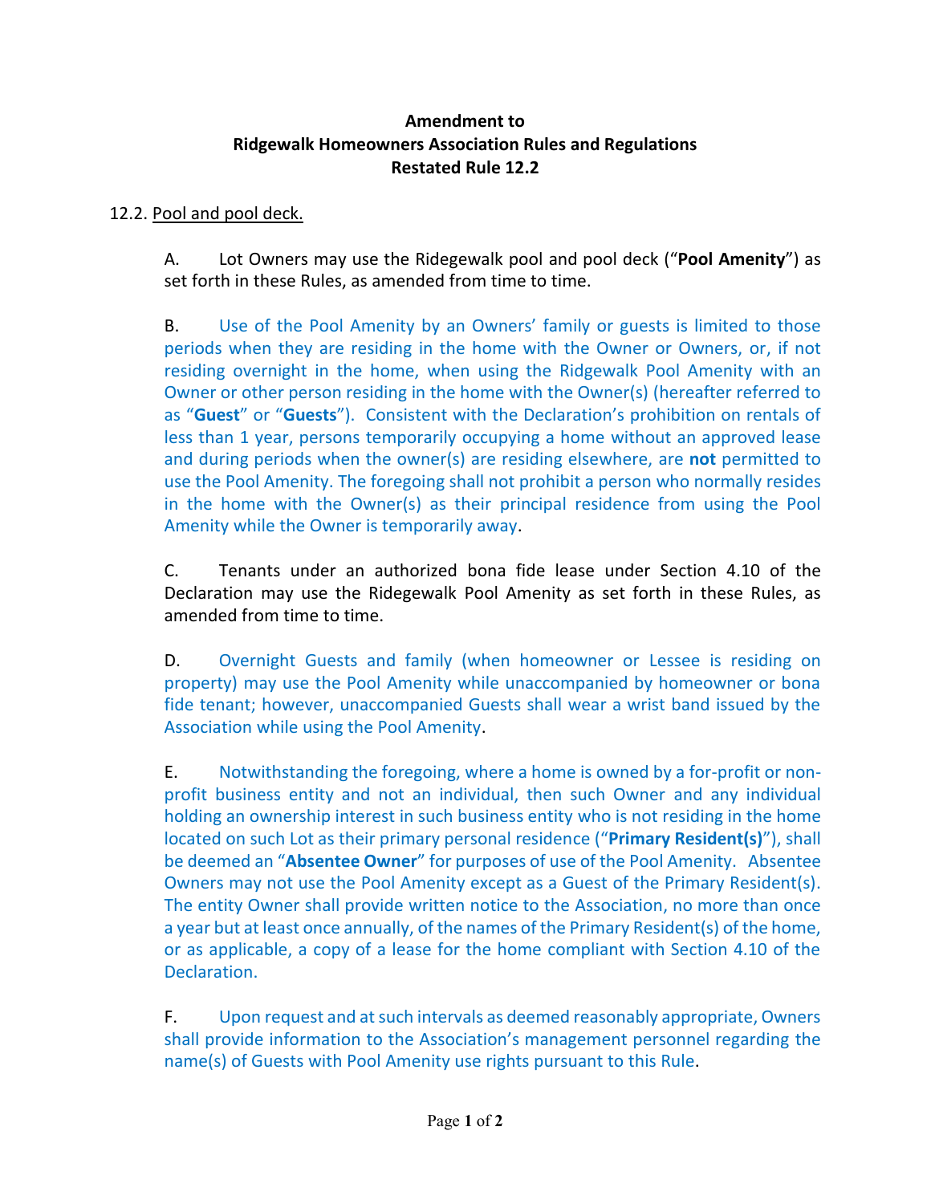**Amendment to**
**Ridgewalk Homeowners Association Rules and Regulations**
**Restated Rule 12.2**

12.2. Pool and pool deck.

A. Lot Owners may use the Ridegewalk pool and pool deck ("**Pool Amenity**") as set forth in these Rules, as amended from time to time.

B. Use of the Pool Amenity by an Owners' family or guests is limited to those periods when they are residing in the home with the Owner or Owners, or, if not residing overnight in the home, when using the Ridgewalk Pool Amenity with an Owner or other person residing in the home with the Owner(s) (hereafter referred to as "**Guest**" or "**Guests**"). Consistent with the Declaration's prohibition on rentals of less than 1 year, persons temporarily occupying a home without an approved lease and during periods when the owner(s) are residing elsewhere, are **not** permitted to use the Pool Amenity. The foregoing shall not prohibit a person who normally resides in the home with the Owner(s) as their principal residence from using the Pool Amenity while the Owner is temporarily away.

C. Tenants under an authorized bona fide lease under Section 4.10 of the Declaration may use the Ridegewalk Pool Amenity as set forth in these Rules, as amended from time to time.

D. Overnight Guests and family (when homeowner or Lessee is residing on property) may use the Pool Amenity while unaccompanied by homeowner or bona fide tenant; however, unaccompanied Guests shall wear a wrist band issued by the Association while using the Pool Amenity.

E. Notwithstanding the foregoing, where a home is owned by a for-profit or non-profit business entity and not an individual, then such Owner and any individual holding an ownership interest in such business entity who is not residing in the home located on such Lot as their primary personal residence ("**Primary Resident(s)**"), shall be deemed an "**Absentee Owner**" for purposes of use of the Pool Amenity. Absentee Owners may not use the Pool Amenity except as a Guest of the Primary Resident(s). The entity Owner shall provide written notice to the Association, no more than once a year but at least once annually, of the names of the Primary Resident(s) of the home, or as applicable, a copy of a lease for the home compliant with Section 4.10 of the Declaration.

F. Upon request and at such intervals as deemed reasonably appropriate, Owners shall provide information to the Association's management personnel regarding the name(s) of Guests with Pool Amenity use rights pursuant to this Rule.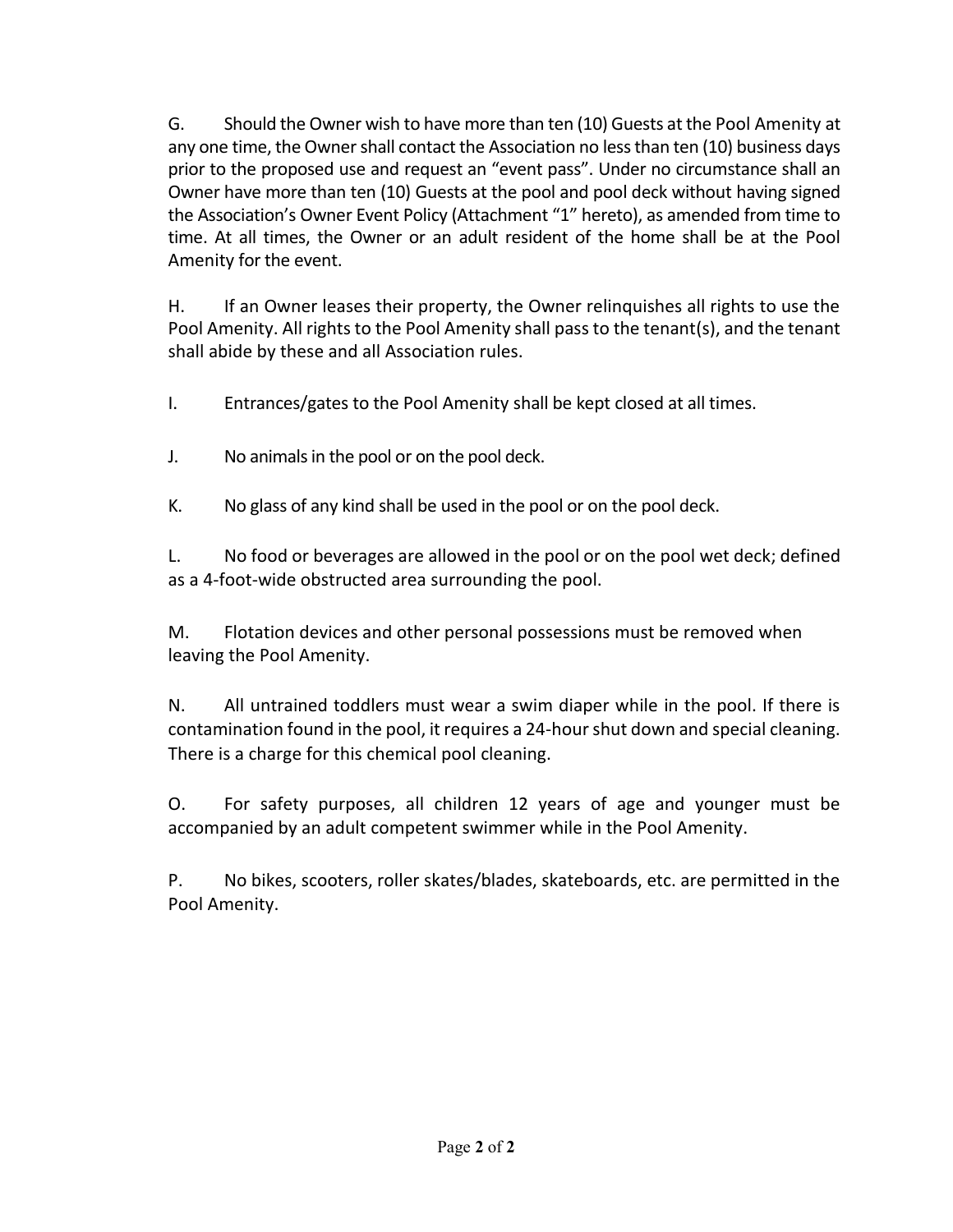G. Should the Owner wish to have more than ten (10) Guests at the Pool Amenity at any one time, the Owner shall contact the Association no less than ten (10) business days prior to the proposed use and request an "event pass". Under no circumstance shall an Owner have more than ten (10) Guests at the pool and pool deck without having signed the Association's Owner Event Policy (Attachment "1" hereto), as amended from time to time. At all times, the Owner or an adult resident of the home shall be at the Pool Amenity for the event.

H. If an Owner leases their property, the Owner relinquishes all rights to use the Pool Amenity. All rights to the Pool Amenity shall pass to the tenant(s), and the tenant shall abide by these and all Association rules.

I. Entrances/gates to the Pool Amenity shall be kept closed at all times.

J. No animals in the pool or on the pool deck.

K. No glass of any kind shall be used in the pool or on the pool deck.

L. No food or beverages are allowed in the pool or on the pool wet deck; defined as a 4-foot-wide obstructed area surrounding the pool.

M. Flotation devices and other personal possessions must be removed when leaving the Pool Amenity.

N. All untrained toddlers must wear a swim diaper while in the pool. If there is contamination found in the pool, it requires a 24-hour shut down and special cleaning. There is a charge for this chemical pool cleaning.

O. For safety purposes, all children 12 years of age and younger must be accompanied by an adult competent swimmer while in the Pool Amenity.

P. No bikes, scooters, roller skates/blades, skateboards, etc. are permitted in the Pool Amenity.